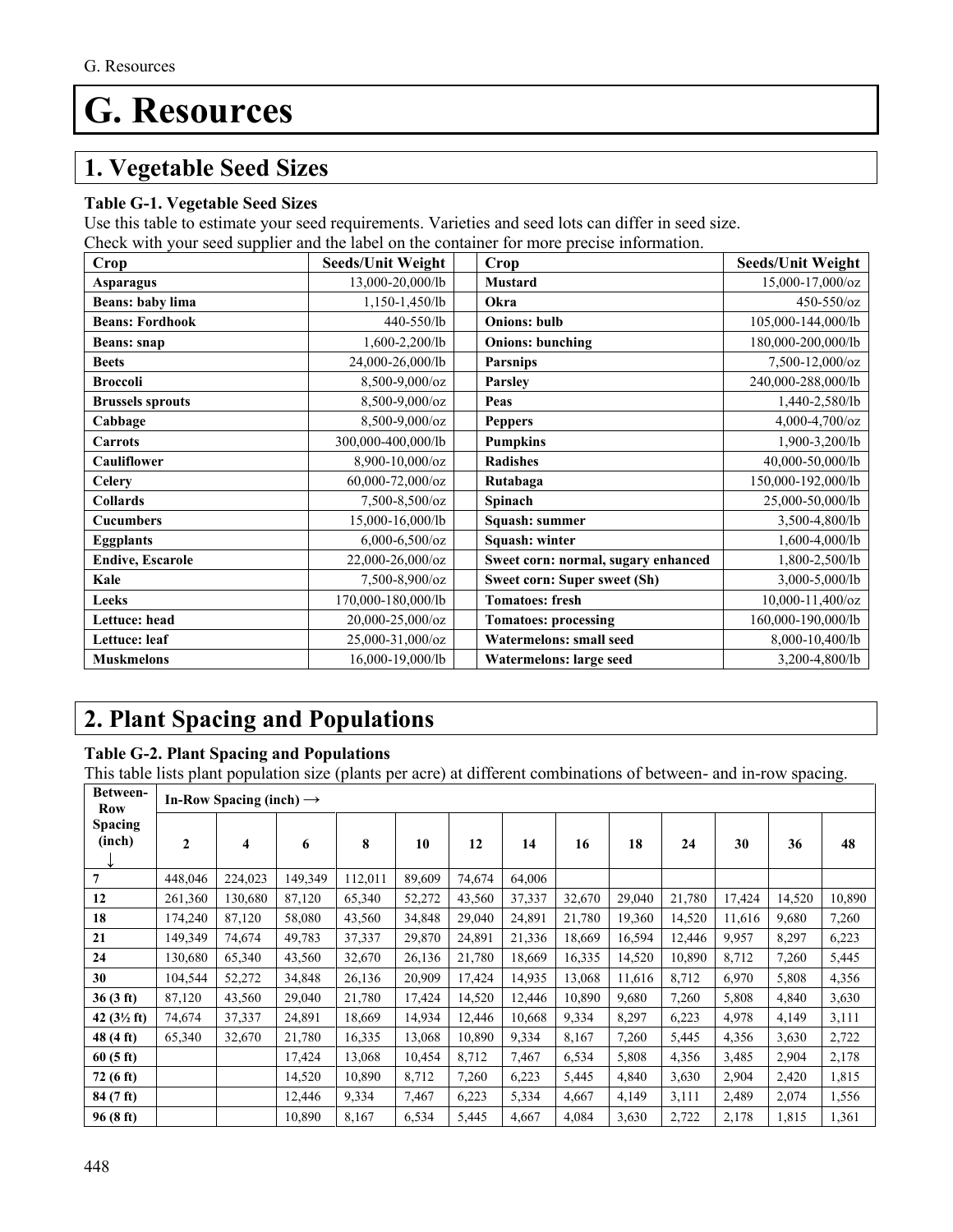# G. Resources

## 1. Vegetable Seed Sizes

**Table G-1. Vegetable Seed Sizes**

Use this table to estimate your seed requirements. Varieties and seed lots can differ in seed size.
Check with your seed supplier and the label on the container for more precise information.

| Crop | Seeds/Unit Weight | Crop | Seeds/Unit Weight |
|---|---|---|---|
| **Asparagus** | 13,000-20,000/lb | **Mustard** | 15,000-17,000/oz |
| **Beans: baby lima** | 1,150-1,450/lb | **Okra** | 450-550/oz |
| **Beans: Fordhook** | 440-550/lb | **Onions: bulb** | 105,000-144,000/lb |
| **Beans: snap** | 1,600-2,200/lb | **Onions: bunching** | 180,000-200,000/lb |
| **Beets** | 24,000-26,000/lb | **Parsnips** | 7,500-12,000/oz |
| **Broccoli** | 8,500-9,000/oz | **Parsley** | 240,000-288,000/lb |
| **Brussels sprouts** | 8,500-9,000/oz | **Peas** | 1,440-2,580/lb |
| **Cabbage** | 8,500-9,000/oz | **Peppers** | 4,000-4,700/oz |
| **Carrots** | 300,000-400,000/lb | **Pumpkins** | 1,900-3,200/lb |
| **Cauliflower** | 8,900-10,000/oz | **Radishes** | 40,000-50,000/lb |
| **Celery** | 60,000-72,000/oz | **Rutabaga** | 150,000-192,000/lb |
| **Collards** | 7,500-8,500/oz | **Spinach** | 25,000-50,000/lb |
| **Cucumbers** | 15,000-16,000/lb | **Squash: summer** | 3,500-4,800/lb |
| **Eggplants** | 6,000-6,500/oz | **Squash: winter** | 1,600-4,000/lb |
| **Endive, Escarole** | 22,000-26,000/oz | **Sweet corn: normal, sugary enhanced** | 1,800-2,500/lb |
| **Kale** | 7,500-8,900/oz | **Sweet corn: Super sweet (Sh)** | 3,000-5,000/lb |
| **Leeks** | 170,000-180,000/lb | **Tomatoes: fresh** | 10,000-11,400/oz |
| **Lettuce: head** | 20,000-25,000/oz | **Tomatoes: processing** | 160,000-190,000/lb |
| **Lettuce: leaf** | 25,000-31,000/oz | **Watermelons: small seed** | 8,000-10,400/lb |
| **Muskmelons** | 16,000-19,000/lb | **Watermelons: large seed** | 3,200-4,800/lb |

## 2. Plant Spacing and Populations

**Table G-2. Plant Spacing and Populations**

This table lists plant population size (plants per acre) at different combinations of between- and in-row spacing.

| Between-Row Spacing (inch) ↓ | In-Row Spacing (inch) → | | | | | | | | | | | | |
|---|---|---|---|---|---|---|---|---|---|---|---|---|---|
| | **2** | **4** | **6** | **8** | **10** | **12** | **14** | **16** | **18** | **24** | **30** | **36** | **48** |
| **7** | 448,046 | 224,023 | 149,349 | 112,011 | 89,609 | 74,674 | 64,006 | | | | | | |
| **12** | 261,360 | 130,680 | 87,120 | 65,340 | 52,272 | 43,560 | 37,337 | 32,670 | 29,040 | 21,780 | 17,424 | 14,520 | 10,890 |
| **18** | 174,240 | 87,120 | 58,080 | 43,560 | 34,848 | 29,040 | 24,891 | 21,780 | 19,360 | 14,520 | 11,616 | 9,680 | 7,260 |
| **21** | 149,349 | 74,674 | 49,783 | 37,337 | 29,870 | 24,891 | 21,336 | 18,669 | 16,594 | 12,446 | 9,957 | 8,297 | 6,223 |
| **24** | 130,680 | 65,340 | 43,560 | 32,670 | 26,136 | 21,780 | 18,669 | 16,335 | 14,520 | 10,890 | 8,712 | 7,260 | 5,445 |
| **30** | 104,544 | 52,272 | 34,848 | 26,136 | 20,909 | 17,424 | 14,935 | 13,068 | 11,616 | 8,712 | 6,970 | 5,808 | 4,356 |
| **36 (3 ft)** | 87,120 | 43,560 | 29,040 | 21,780 | 17,424 | 14,520 | 12,446 | 10,890 | 9,680 | 7,260 | 5,808 | 4,840 | 3,630 |
| **42 (3½ ft)** | 74,674 | 37,337 | 24,891 | 18,669 | 14,934 | 12,446 | 10,668 | 9,334 | 8,297 | 6,223 | 4,978 | 4,149 | 3,111 |
| **48 (4 ft)** | 65,340 | 32,670 | 21,780 | 16,335 | 13,068 | 10,890 | 9,334 | 8,167 | 7,260 | 5,445 | 4,356 | 3,630 | 2,722 |
| **60 (5 ft)** | | | 17,424 | 13,068 | 10,454 | 8,712 | 7,467 | 6,534 | 5,808 | 4,356 | 3,485 | 2,904 | 2,178 |
| **72 (6 ft)** | | | 14,520 | 10,890 | 8,712 | 7,260 | 6,223 | 5,445 | 4,840 | 3,630 | 2,904 | 2,420 | 1,815 |
| **84 (7 ft)** | | | 12,446 | 9,334 | 7,467 | 6,223 | 5,334 | 4,667 | 4,149 | 3,111 | 2,489 | 2,074 | 1,556 |
| **96 (8 ft)** | | | 10,890 | 8,167 | 6,534 | 5,445 | 4,667 | 4,084 | 3,630 | 2,722 | 2,178 | 1,815 | 1,361 |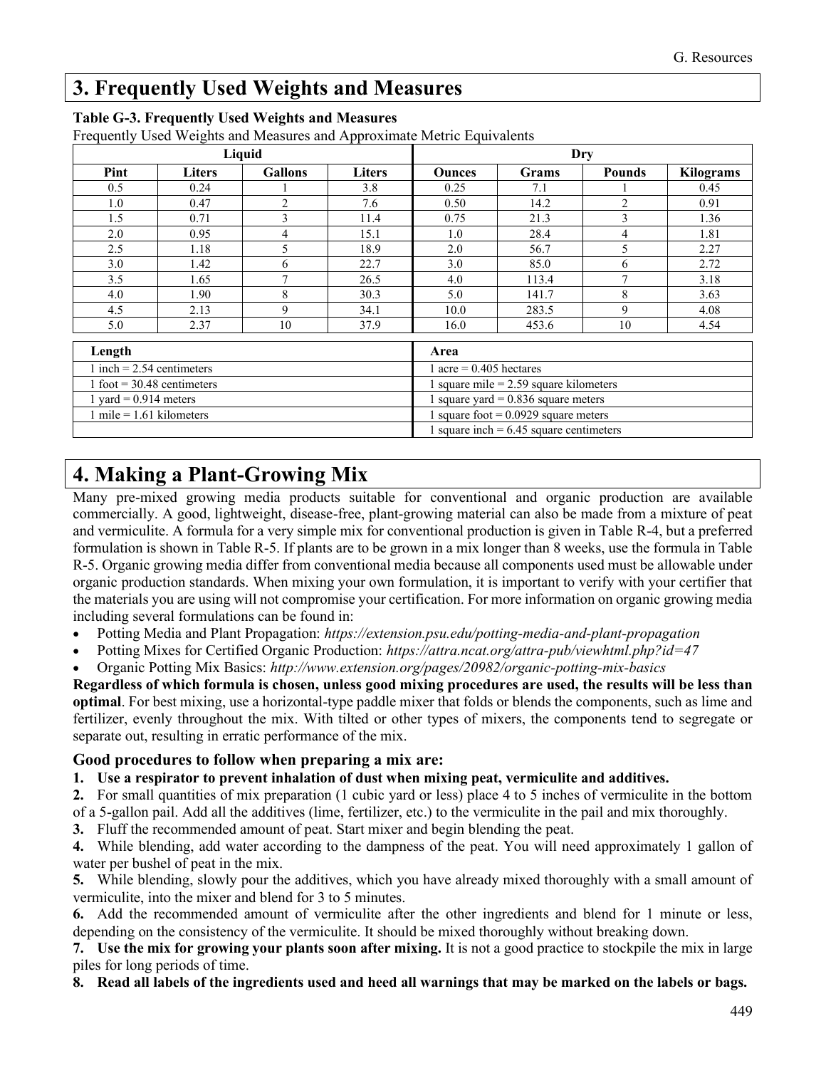## 3. Frequently Used Weights and Measures

**Table G-3. Frequently Used Weights and Measures**

Frequently Used Weights and Measures and Approximate Metric Equivalents

| Liquid | | | | Dry | | | |
|---|---|---|---|---|---|---|---|
| **Pint** | **Liters** | **Gallons** | **Liters** | **Ounces** | **Grams** | **Pounds** | **Kilograms** |
| 0.5 | 0.24 | 1 | 3.8 | 0.25 | 7.1 | 1 | 0.45 |
| 1.0 | 0.47 | 2 | 7.6 | 0.50 | 14.2 | 2 | 0.91 |
| 1.5 | 0.71 | 3 | 11.4 | 0.75 | 21.3 | 3 | 1.36 |
| 2.0 | 0.95 | 4 | 15.1 | 1.0 | 28.4 | 4 | 1.81 |
| 2.5 | 1.18 | 5 | 18.9 | 2.0 | 56.7 | 5 | 2.27 |
| 3.0 | 1.42 | 6 | 22.7 | 3.0 | 85.0 | 6 | 2.72 |
| 3.5 | 1.65 | 7 | 26.5 | 4.0 | 113.4 | 7 | 3.18 |
| 4.0 | 1.90 | 8 | 30.3 | 5.0 | 141.7 | 8 | 3.63 |
| 4.5 | 2.13 | 9 | 34.1 | 10.0 | 283.5 | 9 | 4.08 |
| 5.0 | 2.37 | 10 | 37.9 | 16.0 | 453.6 | 10 | 4.54 |

| Length | Area |
|---|---|
| 1 inch = 2.54 centimeters | 1 acre = 0.405 hectares |
| 1 foot = 30.48 centimeters | 1 square mile = 2.59 square kilometers |
| 1 yard = 0.914 meters | 1 square yard = 0.836 square meters |
| 1 mile = 1.61 kilometers | 1 square foot = 0.0929 square meters |
| | 1 square inch = 6.45 square centimeters |

## 4. Making a Plant-Growing Mix

Many pre-mixed growing media products suitable for conventional and organic production are available commercially. A good, lightweight, disease-free, plant-growing material can also be made from a mixture of peat and vermiculite. A formula for a very simple mix for conventional production is given in Table R-4, but a preferred formulation is shown in Table R-5. If plants are to be grown in a mix longer than 8 weeks, use the formula in Table R-5. Organic growing media differ from conventional media because all components used must be allowable under organic production standards. When mixing your own formulation, it is important to verify with your certifier that the materials you are using will not compromise your certification. For more information on organic growing media including several formulations can be found in:

- Potting Media and Plant Propagation: *https://extension.psu.edu/potting-media-and-plant-propagation*
- Potting Mixes for Certified Organic Production: *https://attra.ncat.org/attra-pub/viewhtml.php?id=47*
- Organic Potting Mix Basics: *http://www.extension.org/pages/20982/organic-potting-mix-basics*

**Regardless of which formula is chosen, unless good mixing procedures are used, the results will be less than optimal**. For best mixing, use a horizontal-type paddle mixer that folds or blends the components, such as lime and fertilizer, evenly throughout the mix. With tilted or other types of mixers, the components tend to segregate or separate out, resulting in erratic performance of the mix.

### Good procedures to follow when preparing a mix are:

1. **Use a respirator to prevent inhalation of dust when mixing peat, vermiculite and additives.**
2. For small quantities of mix preparation (1 cubic yard or less) place 4 to 5 inches of vermiculite in the bottom of a 5-gallon pail. Add all the additives (lime, fertilizer, etc.) to the vermiculite in the pail and mix thoroughly.
3. Fluff the recommended amount of peat. Start mixer and begin blending the peat.
4. While blending, add water according to the dampness of the peat. You will need approximately 1 gallon of water per bushel of peat in the mix.
5. While blending, slowly pour the additives, which you have already mixed thoroughly with a small amount of vermiculite, into the mixer and blend for 3 to 5 minutes.
6. Add the recommended amount of vermiculite after the other ingredients and blend for 1 minute or less, depending on the consistency of the vermiculite. It should be mixed thoroughly without breaking down.
7. **Use the mix for growing your plants soon after mixing.** It is not a good practice to stockpile the mix in large piles for long periods of time.
8. **Read all labels of the ingredients used and heed all warnings that may be marked on the labels or bags.**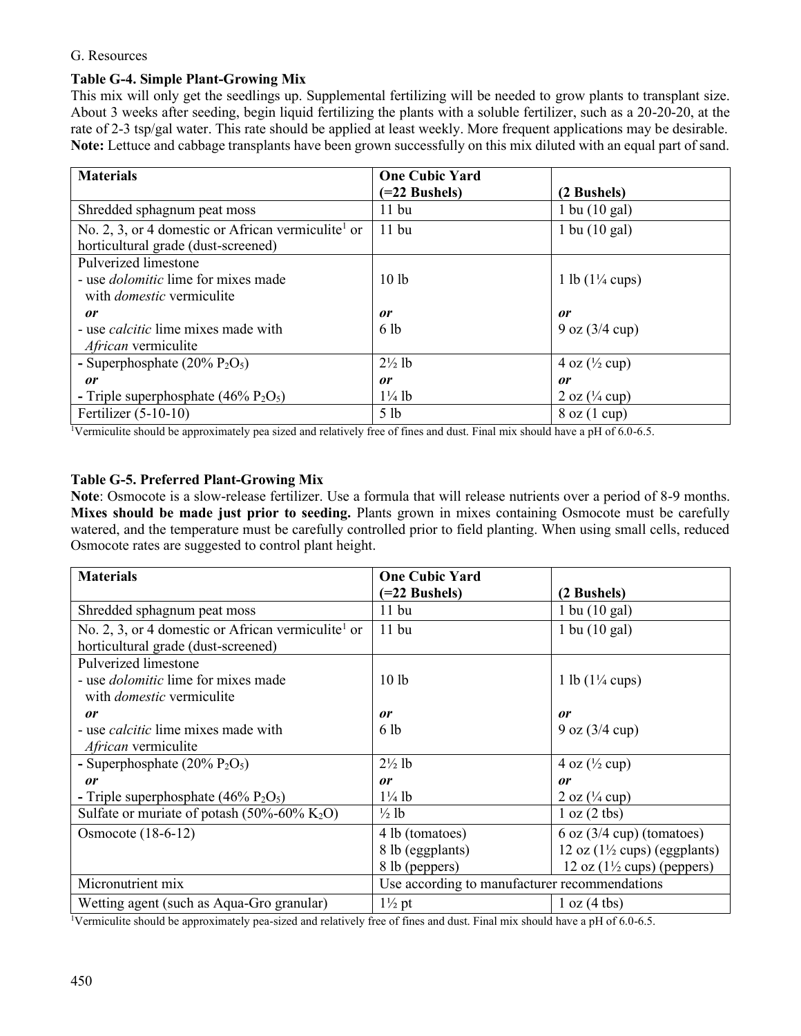G. Resources

### Table G-4. Simple Plant-Growing Mix

This mix will only get the seedlings up. Supplemental fertilizing will be needed to grow plants to transplant size. About 3 weeks after seeding, begin liquid fertilizing the plants with a soluble fertilizer, such as a 20-20-20, at the rate of 2-3 tsp/gal water. This rate should be applied at least weekly. More frequent applications may be desirable. **Note:** Lettuce and cabbage transplants have been grown successfully on this mix diluted with an equal part of sand.

| **Materials** | **One Cubic Yard (=22 Bushels)** | **(2 Bushels)** |
|---|---|---|
| Shredded sphagnum peat moss | 11 bu | 1 bu (10 gal) |
| No. 2, 3, or 4 domestic or African vermiculite[1] or horticultural grade (dust-screened) | 11 bu | 1 bu (10 gal) |
| Pulverized limestone<br>- use *dolomitic* lime for mixes made with *domestic* vermiculite<br>***or***<br>- use *calcitic* lime mixes made with *African* vermiculite | 10 lb<br>***or***<br>6 lb | 1 lb (1¼ cups)<br>***or***<br>9 oz (3/4 cup) |
| - Superphosphate (20% $P_2O_5$)<br>***or***<br>- Triple superphosphate (46% $P_2O_5$) | 2½ lb<br>***or***<br>1¼ lb | 4 oz (½ cup)<br>***or***<br>2 oz (¼ cup) |
| Fertilizer (5-10-10) | 5 lb | 8 oz (1 cup) |

[1]Vermiculite should be approximately pea sized and relatively free of fines and dust. Final mix should have a pH of 6.0-6.5.

### Table G-5. Preferred Plant-Growing Mix

**Note**: Osmocote is a slow-release fertilizer. Use a formula that will release nutrients over a period of 8-9 months. **Mixes should be made just prior to seeding.** Plants grown in mixes containing Osmocote must be carefully watered, and the temperature must be carefully controlled prior to field planting. When using small cells, reduced Osmocote rates are suggested to control plant height.

| **Materials** | **One Cubic Yard (=22 Bushels)** | **(2 Bushels)** |
|---|---|---|
| Shredded sphagnum peat moss | 11 bu | 1 bu (10 gal) |
| No. 2, 3, or 4 domestic or African vermiculite[1] or horticultural grade (dust-screened) | 11 bu | 1 bu (10 gal) |
| Pulverized limestone<br>- use *dolomitic* lime for mixes made with *domestic* vermiculite<br>***or***<br>- use *calcitic* lime mixes made with *African* vermiculite | 10 lb<br>***or***<br>6 lb | 1 lb (1¼ cups)<br>***or***<br>9 oz (3/4 cup) |
| - Superphosphate (20% $P_2O_5$)<br>***or***<br>- Triple superphosphate (46% $P_2O_5$) | 2½ lb<br>***or***<br>1¼ lb | 4 oz (½ cup)<br>***or***<br>2 oz (¼ cup) |
| Sulfate or muriate of potash (50%-60% $K_2O$) | ½ lb | 1 oz (2 tbs) |
| Osmocote (18-6-12) | 4 lb (tomatoes)<br>8 lb (eggplants)<br>8 lb (peppers) | 6 oz (3/4 cup) (tomatoes)<br>12 oz (1½ cups) (eggplants)<br>12 oz (1½ cups) (peppers) |
| Micronutrient mix | Use according to manufacturer recommendations | |
| Wetting agent (such as Aqua-Gro granular) | 1½ pt | 1 oz (4 tbs) |

[1]Vermiculite should be approximately pea-sized and relatively free of fines and dust. Final mix should have a pH of 6.0-6.5.